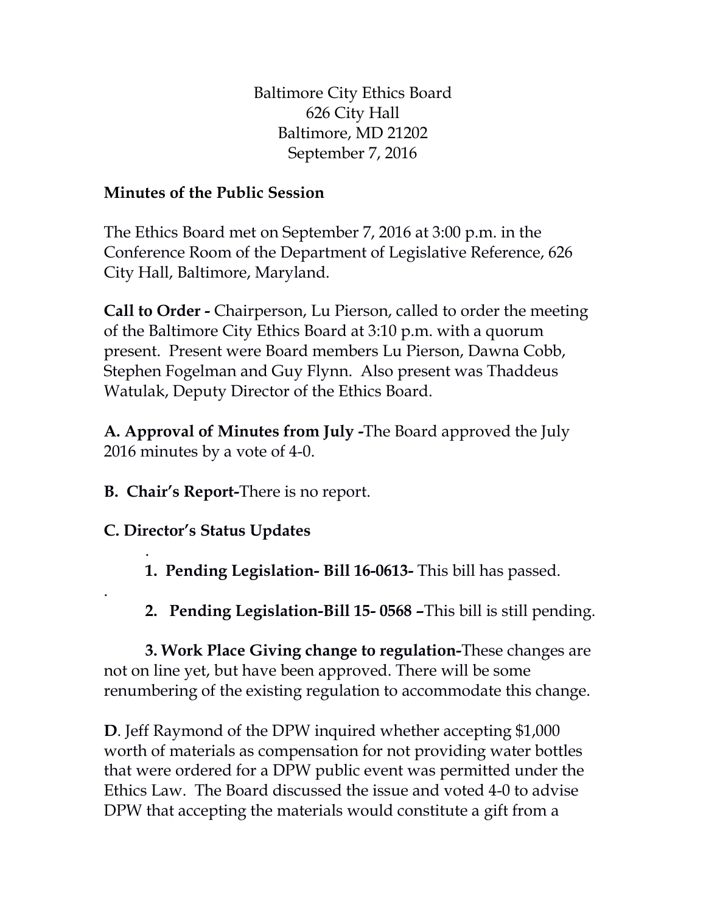Baltimore City Ethics Board
626 City Hall
Baltimore, MD 21202
September 7, 2016

**Minutes of the Public Session**

The Ethics Board met on September 7, 2016 at 3:00 p.m. in the Conference Room of the Department of Legislative Reference, 626 City Hall, Baltimore, Maryland.

**Call to Order -** Chairperson, Lu Pierson, called to order the meeting of the Baltimore City Ethics Board at 3:10 p.m. with a quorum present. Present were Board members Lu Pierson, Dawna Cobb, Stephen Fogelman and Guy Flynn. Also present was Thaddeus Watulak, Deputy Director of the Ethics Board.

**A. Approval of Minutes from July -**The Board approved the July 2016 minutes by a vote of 4-0.

**B. Chair's Report-**There is no report.

**C. Director's Status Updates**

1. **Pending Legislation- Bill 16-0613-** This bill has passed.

2. **Pending Legislation-Bill 15- 0568 –**This bill is still pending.

3. **Work Place Giving change to regulation-**These changes are not on line yet, but have been approved. There will be some renumbering of the existing regulation to accommodate this change.

**D**. Jeff Raymond of the DPW inquired whether accepting $1,000 worth of materials as compensation for not providing water bottles that were ordered for a DPW public event was permitted under the Ethics Law. The Board discussed the issue and voted 4-0 to advise DPW that accepting the materials would constitute a gift from a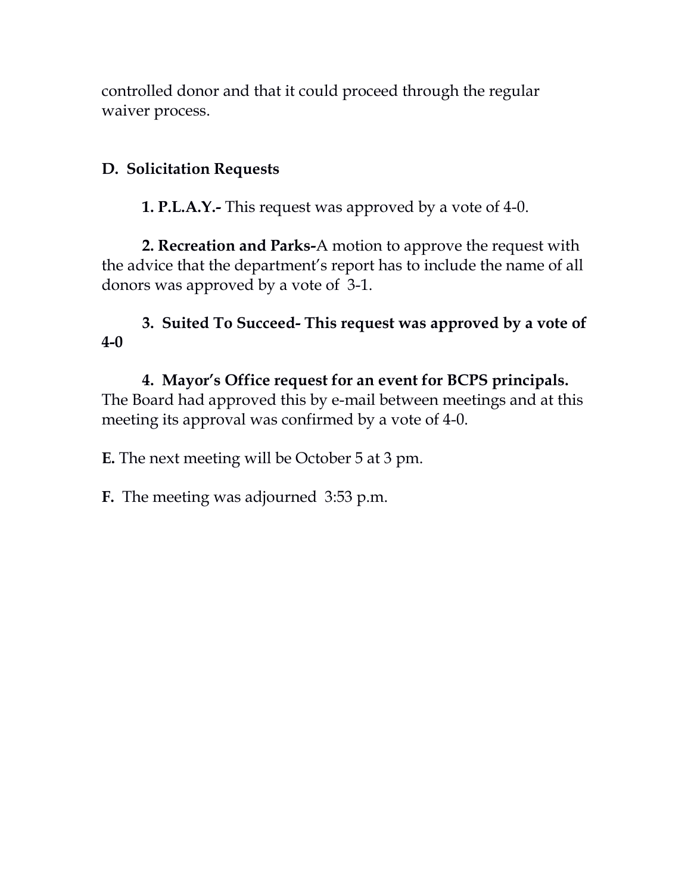controlled donor and that it could proceed through the regular waiver process.

**D. Solicitation Requests**

**1. P.L.A.Y.-** This request was approved by a vote of 4-0.

**2. Recreation and Parks-**A motion to approve the request with the advice that the department's report has to include the name of all donors was approved by a vote of 3-1.

**3. Suited To Succeed- This request was approved by a vote of 4-0**

**4. Mayor's Office request for an event for BCPS principals.** The Board had approved this by e-mail between meetings and at this meeting its approval was confirmed by a vote of 4-0.

**E.** The next meeting will be October 5 at 3 pm.

**F.** The meeting was adjourned 3:53 p.m.